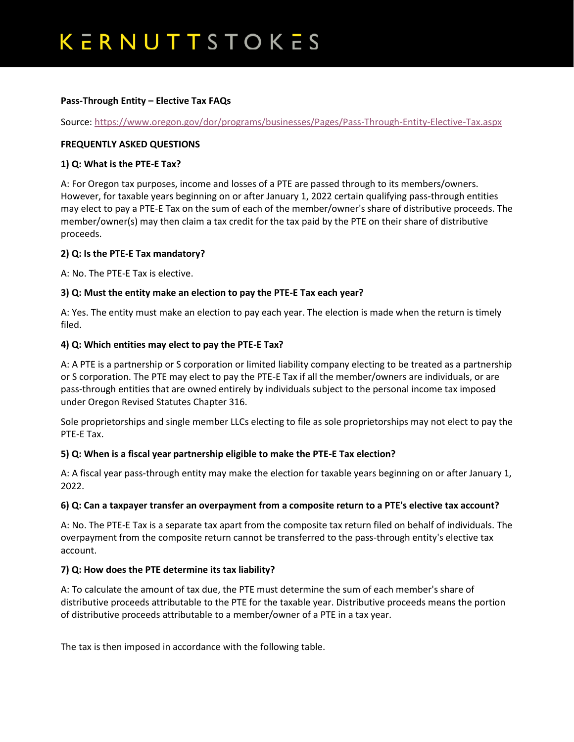**KERNUTTSTOKES**

**Pass-Through Entity – Elective Tax FAQs**

Source: [https://www.oregon.gov/dor/programs/businesses/Pages/Pass-Through-Entity-Elective-Tax.aspx](https://www.oregon.gov/dor/programs/businesses/Pages/Pass-Through-Entity-Elective-Tax.aspx)

**FREQUENTLY ASKED QUESTIONS**

**1) Q: What is the PTE-E Tax?**

A: For Oregon tax purposes, income and losses of a PTE are passed through to its members/owners. However, for taxable years beginning on or after January 1, 2022 certain qualifying pass-through entities may elect to pay a PTE-E Tax on the sum of each of the member/owner's share of distributive proceeds. The member/owner(s) may then claim a tax credit for the tax paid by the PTE on their share of distributive proceeds.

**2) Q: Is the PTE-E Tax mandatory?**

A: No. The PTE-E Tax is elective.

**3) Q: Must the entity make an election to pay the PTE-E Tax each year?**

A: Yes. The entity must make an election to pay each year. The election is made when the return is timely filed.

**4) Q: Which entities may elect to pay the PTE-E Tax?**

A: A PTE is a partnership or S corporation or limited liability company electing to be treated as a partnership or S corporation. The PTE may elect to pay the PTE-E Tax if all the member/owners are individuals, or are pass-through entities that are owned entirely by individuals subject to the personal income tax imposed under Oregon Revised Statutes Chapter 316.

Sole proprietorships and single member LLCs electing to file as sole proprietorships may not elect to pay the PTE-E Tax.

**5) Q: When is a fiscal year partnership eligible to make the PTE-E Tax election?**

A: A fiscal year pass-through entity may make the election for taxable years beginning on or after January 1, 2022.

**6) Q: Can a taxpayer transfer an overpayment from a composite return to a PTE's elective tax account?**

A: No. The PTE-E Tax is a separate tax apart from the composite tax return filed on behalf of individuals. The overpayment from the composite return cannot be transferred to the pass-through entity's elective tax account.

**7) Q: How does the PTE determine its tax liability?**

A: To calculate the amount of tax due, the PTE must determine the sum of each member's share of distributive proceeds attributable to the PTE for the taxable year. Distributive proceeds means the portion of distributive proceeds attributable to a member/owner of a PTE in a tax year.

The tax is then imposed in accordance with the following table.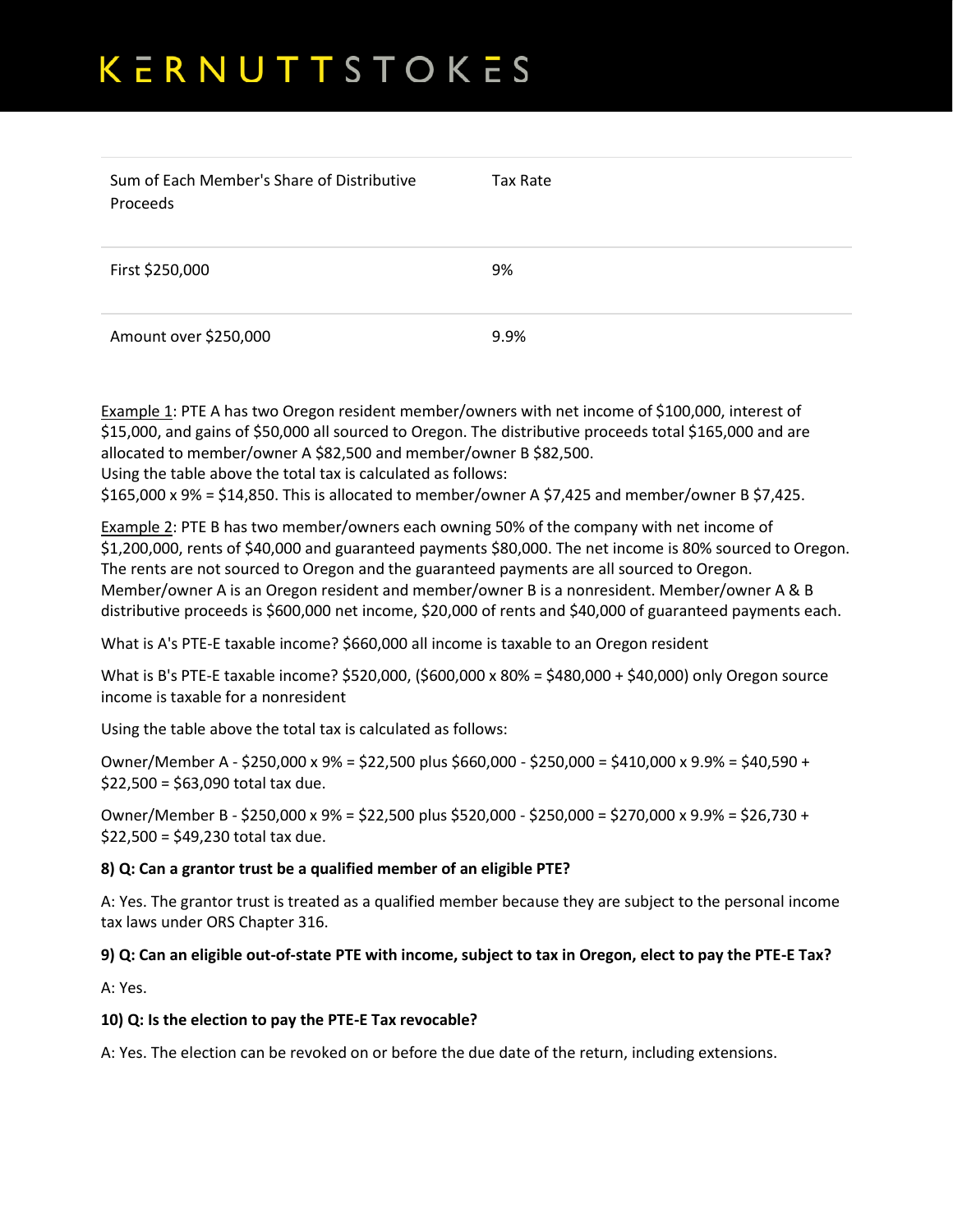| Sum of Each Member's Share of Distributive Proceeds | Tax Rate |
| --- | --- |
| First $250,000 | 9% |
| Amount over $250,000 | 9.9% |

Example 1: PTE A has two Oregon resident member/owners with net income of $100,000, interest of $15,000, and gains of $50,000 all sourced to Oregon. The distributive proceeds total $165,000 and are allocated to member/owner A $82,500 and member/owner B $82,500.
Using the table above the total tax is calculated as follows:
$165,000 x 9% = $14,850. This is allocated to member/owner A $7,425 and member/owner B $7,425.

Example 2: PTE B has two member/owners each owning 50% of the company with net income of $1,200,000, rents of $40,000 and guaranteed payments $80,000. The net income is 80% sourced to Oregon. The rents are not sourced to Oregon and the guaranteed payments are all sourced to Oregon. Member/owner A is an Oregon resident and member/owner B is a nonresident. Member/owner A & B distributive proceeds is $600,000 net income, $20,000 of rents and $40,000 of guaranteed payments each.

What is A's PTE-E taxable income? $660,000 all income is taxable to an Oregon resident

What is B's PTE-E taxable income? $520,000, ($600,000 x 80% = $480,000 + $40,000) only Oregon source income is taxable for a nonresident

Using the table above the total tax is calculated as follows:

Owner/Member A - $250,000 x 9% = $22,500 plus $660,000 - $250,000 = $410,000 x 9.9% = $40,590 + $22,500 = $63,090 total tax due.

Owner/Member B - $250,000 x 9% = $22,500 plus $520,000 - $250,000 = $270,000 x 9.9% = $26,730 + $22,500 = $49,230 total tax due.

**8) Q: Can a grantor trust be a qualified member of an eligible PTE?**

A: Yes. The grantor trust is treated as a qualified member because they are subject to the personal income tax laws under ORS Chapter 316.

**9) Q: Can an eligible out-of-state PTE with income, subject to tax in Oregon, elect to pay the PTE-E Tax?**

A: Yes.

**10) Q: Is the election to pay the PTE-E Tax revocable?**

A: Yes. The election can be revoked on or before the due date of the return, including extensions.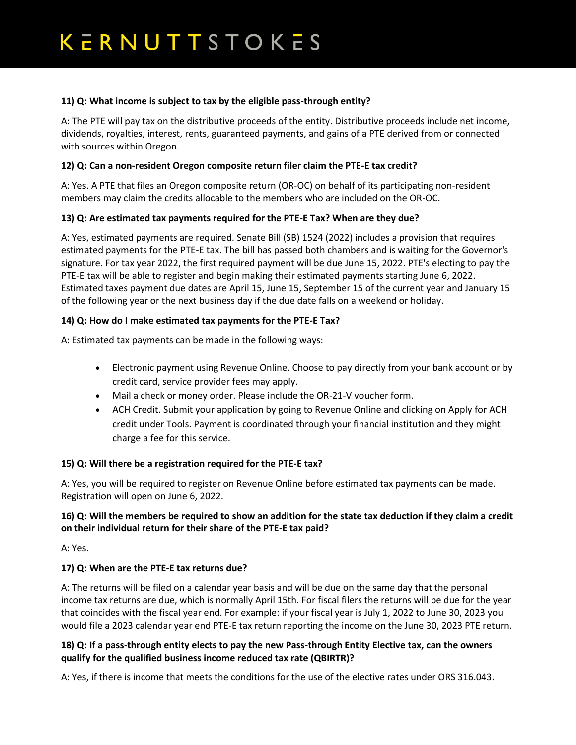**11) Q: What income is subject to tax by the eligible pass-through entity?**

A: The PTE will pay tax on the distributive proceeds of the entity. Distributive proceeds include net income, dividends, royalties, interest, rents, guaranteed payments, and gains of a PTE derived from or connected with sources within Oregon.

**12) Q: Can a non-resident Oregon composite return filer claim the PTE-E tax credit?**

A: Yes. A PTE that files an Oregon composite return (OR-OC) on behalf of its participating non-resident members may claim the credits allocable to the members who are included on the OR-OC.

**13) Q: Are estimated tax payments required for the PTE-E Tax? When are they due?**

A: Yes, estimated payments are required. Senate Bill (SB) 1524 (2022) includes a provision that requires estimated payments for the PTE-E tax. The bill has passed both chambers and is waiting for the Governor's signature. For tax year 2022, the first required payment will be due June 15, 2022. PTE's electing to pay the PTE-E tax will be able to register and begin making their estimated payments starting June 6, 2022. Estimated taxes payment due dates are April 15, June 15, September 15 of the current year and January 15 of the following year or the next business day if the due date falls on a weekend or holiday.

**14) Q: How do I make estimated tax payments for the PTE-E Tax?**

A: Estimated tax payments can be made in the following ways:

- Electronic payment using Revenue Online. Choose to pay directly from your bank account or by credit card, service provider fees may apply.
- Mail a check or money order. Please include the OR-21-V voucher form.
- ACH Credit. Submit your application by going to Revenue Online and clicking on Apply for ACH credit under Tools. Payment is coordinated through your financial institution and they might charge a fee for this service.

**15) Q: Will there be a registration required for the PTE-E tax?**

A: Yes, you will be required to register on Revenue Online before estimated tax payments can be made. Registration will open on June 6, 2022.

**16) Q: Will the members be required to show an addition for the state tax deduction if they claim a credit on their individual return for their share of the PTE-E tax paid?**

A: Yes.

**17) Q: When are the PTE-E tax returns due?**

A: The returns will be filed on a calendar year basis and will be due on the same day that the personal income tax returns are due, which is normally April 15th. For fiscal filers the returns will be due for the year that coincides with the fiscal year end. For example: if your fiscal year is July 1, 2022 to June 30, 2023 you would file a 2023 calendar year end PTE-E tax return reporting the income on the June 30, 2023 PTE return.

**18) Q: If a pass-through entity elects to pay the new Pass-through Entity Elective tax, can the owners qualify for the qualified business income reduced tax rate (QBIRTR)?**

A: Yes, if there is income that meets the conditions for the use of the elective rates under ORS 316.043.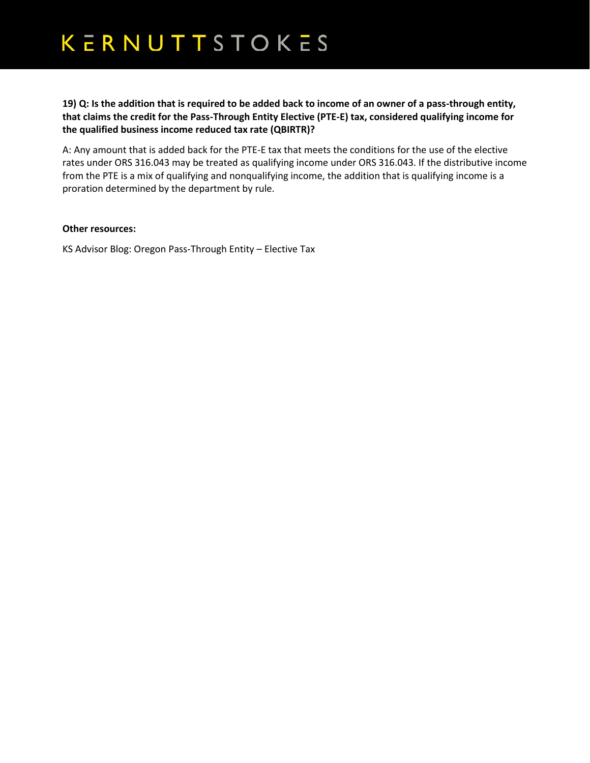**19) Q: Is the addition that is required to be added back to income of an owner of a pass-through entity, that claims the credit for the Pass-Through Entity Elective (PTE-E) tax, considered qualifying income for the qualified business income reduced tax rate (QBIRTR)?**

A: Any amount that is added back for the PTE-E tax that meets the conditions for the use of the elective rates under ORS 316.043 may be treated as qualifying income under ORS 316.043. If the distributive income from the PTE is a mix of qualifying and nonqualifying income, the addition that is qualifying income is a proration determined by the department by rule.

**Other resources:**

KS Advisor Blog: Oregon Pass-Through Entity – Elective Tax